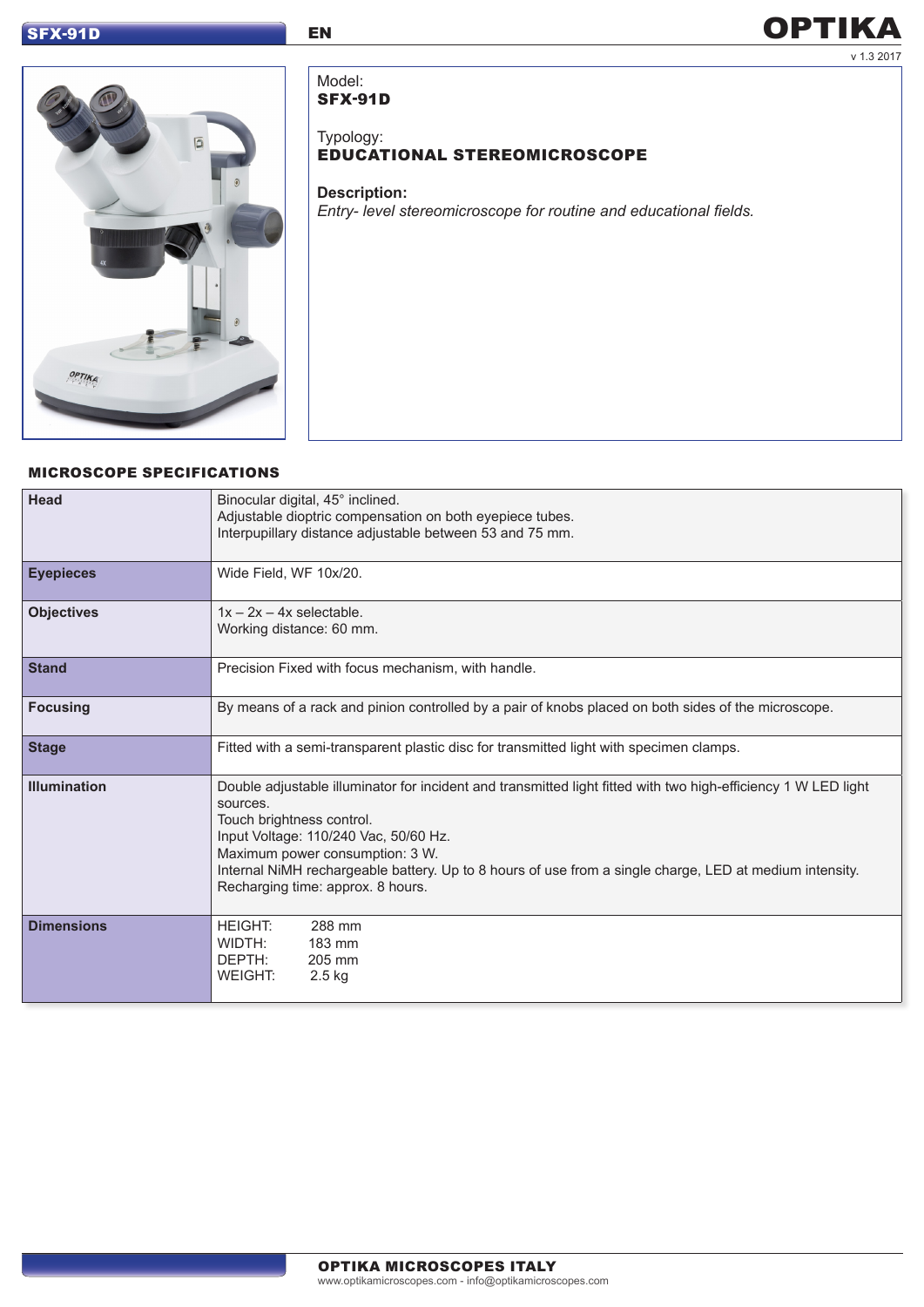Model:
**SFX-91D**

Typology:
**EDUCATIONAL STEREOMICROSCOPE**

**Description:**
*Entry- level stereomicroscope for routine and educational fields.*

## MICROSCOPE SPECIFICATIONS

| | |
|---|---|
| **Head** | Binocular digital, 45° inclined.<br>Adjustable dioptric compensation on both eyepiece tubes.<br>Interpupillary distance adjustable between 53 and 75 mm. |
| **Eyepieces** | Wide Field, WF 10x/20. |
| **Objectives** | 1x – 2x – 4x selectable.<br>Working distance: 60 mm. |
| **Stand** | Precision Fixed with focus mechanism, with handle. |
| **Focusing** | By means of a rack and pinion controlled by a pair of knobs placed on both sides of the microscope. |
| **Stage** | Fitted with a semi-transparent plastic disc for transmitted light with specimen clamps. |
| **Illumination** | Double adjustable illuminator for incident and transmitted light fitted with two high-efficiency 1 W LED light sources.<br>Touch brightness control.<br>Input Voltage: 110/240 Vac, 50/60 Hz.<br>Maximum power consumption: 3 W.<br>Internal NiMH rechargeable battery. Up to 8 hours of use from a single charge, LED at medium intensity.<br>Recharging time: approx. 8 hours. |
| **Dimensions** | HEIGHT: 288 mm<br>WIDTH: 183 mm<br>DEPTH: 205 mm<br>WEIGHT: 2.5 kg |

**OPTIKA MICROSCOPES ITALY**
www.optikamicroscopes.com - info@optikamicroscopes.com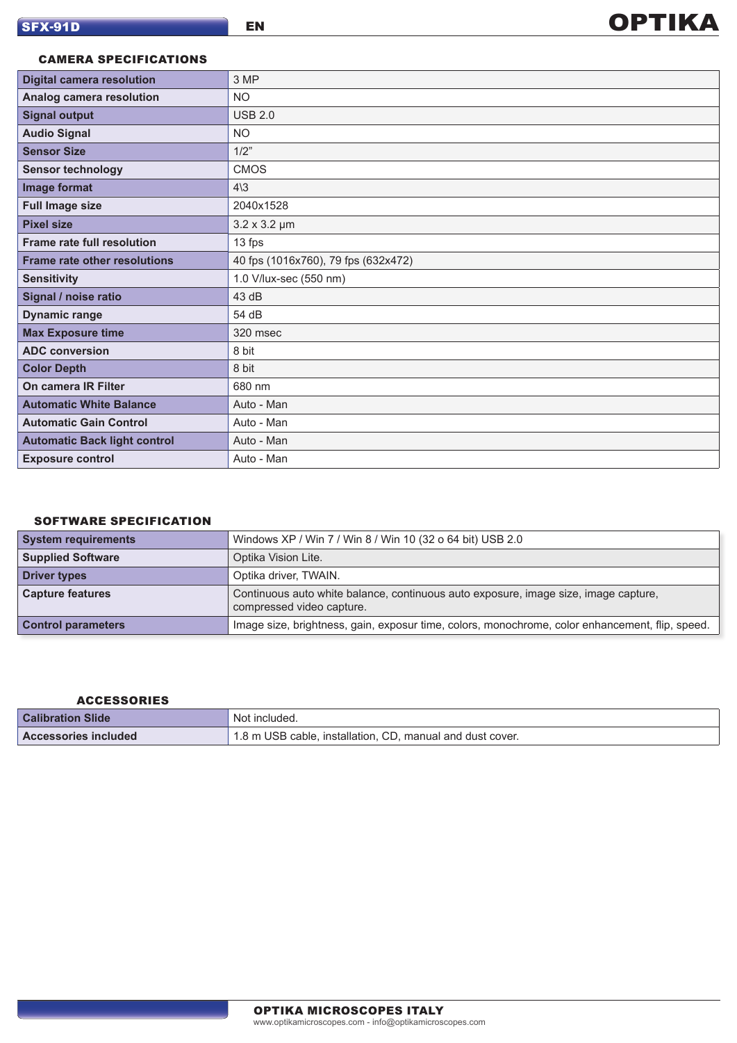## CAMERA SPECIFICATIONS

| | |
|---|---|
| **Digital camera resolution** | 3 MP |
| **Analog camera resolution** | NO |
| **Signal output** | USB 2.0 |
| **Audio Signal** | NO |
| **Sensor Size** | 1/2” |
| **Sensor technology** | CMOS |
| **Image format** | 4\3 |
| **Full Image size** | 2040x1528 |
| **Pixel size** | 3.2 x 3.2 µm |
| **Frame rate full resolution** | 13 fps |
| **Frame rate other resolutions** | 40 fps (1016x760), 79 fps (632x472) |
| **Sensitivity** | 1.0 V/lux-sec (550 nm) |
| **Signal / noise ratio** | 43 dB |
| **Dynamic range** | 54 dB |
| **Max Exposure time** | 320 msec |
| **ADC conversion** | 8 bit |
| **Color Depth** | 8 bit |
| **On camera IR Filter** | 680 nm |
| **Automatic White Balance** | Auto - Man |
| **Automatic Gain Control** | Auto - Man |
| **Automatic Back light control** | Auto - Man |
| **Exposure control** | Auto - Man |

## SOFTWARE SPECIFICATION

| | |
|---|---|
| **System requirements** | Windows XP / Win 7 / Win 8 / Win 10 (32 o 64 bit) USB 2.0 |
| **Supplied Software** | Optika Vision Lite. |
| **Driver types** | Optika driver, TWAIN. |
| **Capture features** | Continuous auto white balance, continuous auto exposure, image size, image capture, compressed video capture. |
| **Control parameters** | Image size, brightness, gain, exposur time, colors, monochrome, color enhancement, flip, speed. |

## ACCESSORIES

| | |
|---|---|
| **Calibration Slide** | Not included. |
| **Accessories included** | 1.8 m USB cable, installation, CD, manual and dust cover. |

**OPTIKA MICROSCOPES ITALY**
www.optikamicroscopes.com - info@optikamicroscopes.com